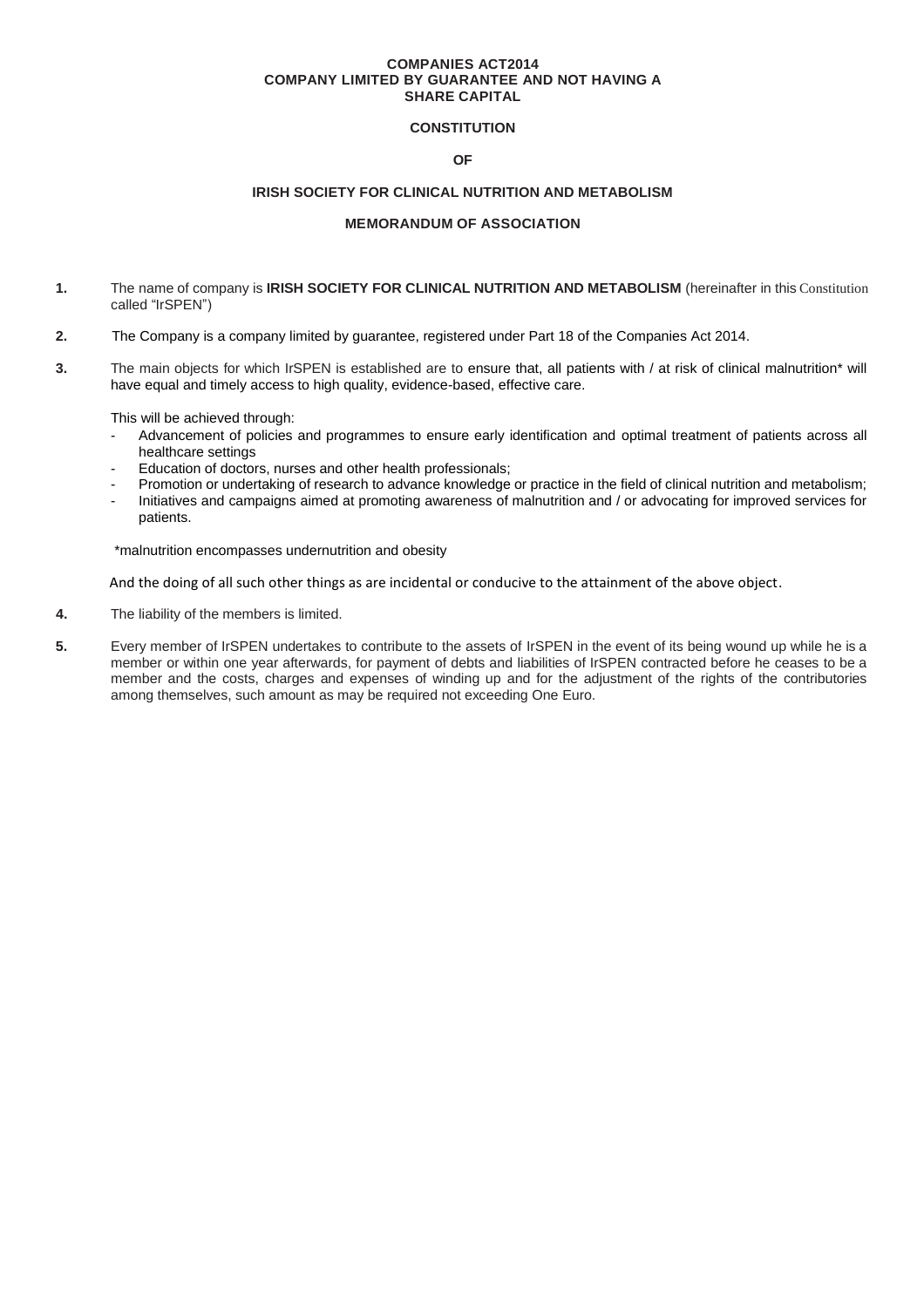**COMPANIES ACT2014**
**COMPANY LIMITED BY GUARANTEE AND NOT HAVING A SHARE CAPITAL**

# CONSTITUTION

**OF**

## IRISH SOCIETY FOR CLINICAL NUTRITION AND METABOLISM

## MEMORANDUM OF ASSOCIATION

**1.** The name of company is **IRISH SOCIETY FOR CLINICAL NUTRITION AND METABOLISM** (hereinafter in this Constitution called "IrSPEN")

**2.** The Company is a company limited by guarantee, registered under Part 18 of the Companies Act 2014.

**3.** The main objects for which IrSPEN is established are to ensure that, all patients with / at risk of clinical malnutrition* will have equal and timely access to high quality, evidence-based, effective care.

This will be achieved through:

- Advancement of policies and programmes to ensure early identification and optimal treatment of patients across all healthcare settings
- Education of doctors, nurses and other health professionals;
- Promotion or undertaking of research to advance knowledge or practice in the field of clinical nutrition and metabolism;
- Initiatives and campaigns aimed at promoting awareness of malnutrition and / or advocating for improved services for patients.

*malnutrition encompasses undernutrition and obesity

And the doing of all such other things as are incidental or conducive to the attainment of the above object.

**4.** The liability of the members is limited.

**5.** Every member of IrSPEN undertakes to contribute to the assets of IrSPEN in the event of its being wound up while he is a member or within one year afterwards, for payment of debts and liabilities of IrSPEN contracted before he ceases to be a member and the costs, charges and expenses of winding up and for the adjustment of the rights of the contributories among themselves, such amount as may be required not exceeding One Euro.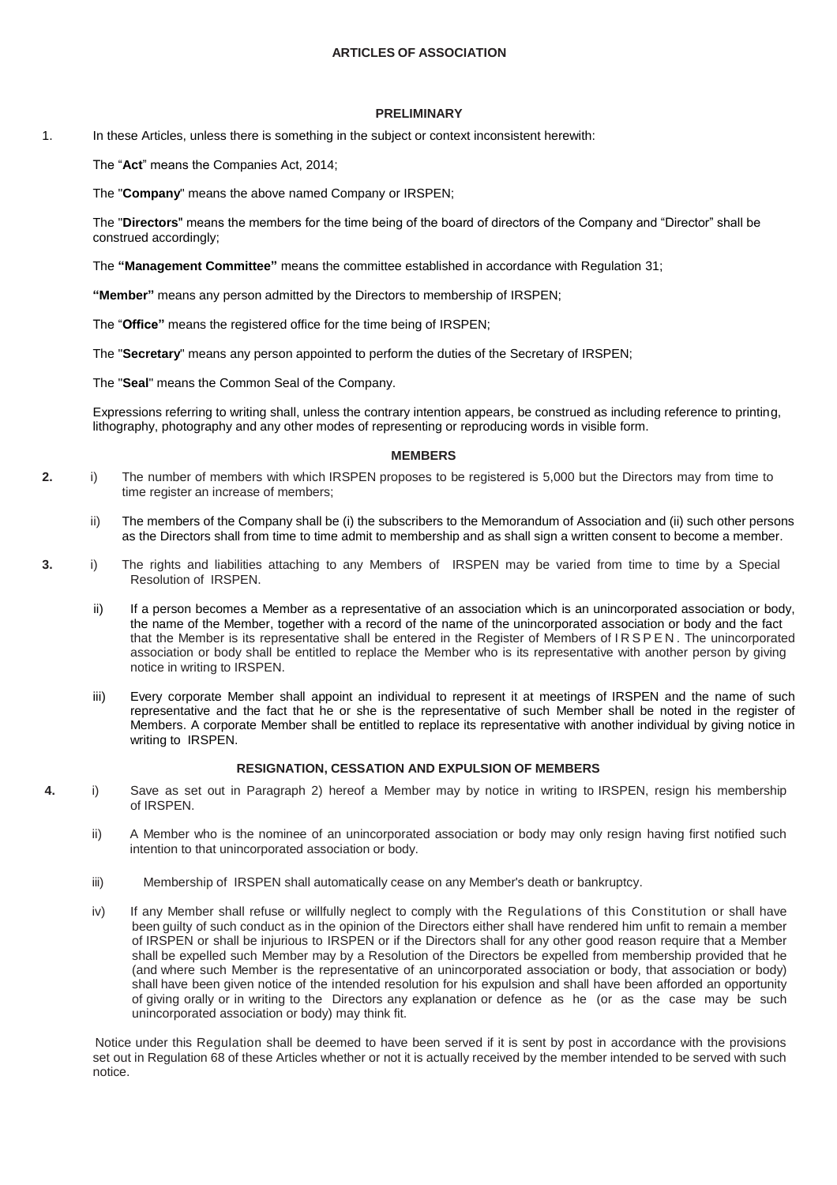## ARTICLES OF ASSOCIATION

### PRELIMINARY

1. In these Articles, unless there is something in the subject or context inconsistent herewith:

   The "**Act**" means the Companies Act, 2014;

   The "**Company**" means the above named Company or IRSPEN;

   The "**Directors**" means the members for the time being of the board of directors of the Company and "Director" shall be construed accordingly;

   The **"Management Committee"** means the committee established in accordance with Regulation 31;

   **"Member"** means any person admitted by the Directors to membership of IRSPEN;

   The "**Office"** means the registered office for the time being of IRSPEN;

   The "**Secretary**" means any person appointed to perform the duties of the Secretary of IRSPEN;

   The "**Seal**" means the Common Seal of the Company.

   Expressions referring to writing shall, unless the contrary intention appears, be construed as including reference to printing, lithography, photography and any other modes of representing or reproducing words in visible form.

### MEMBERS

**2.** i) The number of members with which IRSPEN proposes to be registered is 5,000 but the Directors may from time to time register an increase of members;

   ii) The members of the Company shall be (i) the subscribers to the Memorandum of Association and (ii) such other persons as the Directors shall from time to time admit to membership and as shall sign a written consent to become a member.

**3.** i) The rights and liabilities attaching to any Members of IRSPEN may be varied from time to time by a Special Resolution of IRSPEN.

   ii) If a person becomes a Member as a representative of an association which is an unincorporated association or body, the name of the Member, together with a record of the name of the unincorporated association or body and the fact that the Member is its representative shall be entered in the Register of Members of IRSPEN. The unincorporated association or body shall be entitled to replace the Member who is its representative with another person by giving notice in writing to IRSPEN.

   iii) Every corporate Member shall appoint an individual to represent it at meetings of IRSPEN and the name of such representative and the fact that he or she is the representative of such Member shall be noted in the register of Members. A corporate Member shall be entitled to replace its representative with another individual by giving notice in writing to IRSPEN.

### RESIGNATION, CESSATION AND EXPULSION OF MEMBERS

**4.** i) Save as set out in Paragraph 2) hereof a Member may by notice in writing to IRSPEN, resign his membership of IRSPEN.

   ii) A Member who is the nominee of an unincorporated association or body may only resign having first notified such intention to that unincorporated association or body.

   iii) Membership of IRSPEN shall automatically cease on any Member's death or bankruptcy.

   iv) If any Member shall refuse or willfully neglect to comply with the Regulations of this Constitution or shall have been guilty of such conduct as in the opinion of the Directors either shall have rendered him unfit to remain a member of IRSPEN or shall be injurious to IRSPEN or if the Directors shall for any other good reason require that a Member shall be expelled such Member may by a Resolution of the Directors be expelled from membership provided that he (and where such Member is the representative of an unincorporated association or body, that association or body) shall have been given notice of the intended resolution for his expulsion and shall have been afforded an opportunity of giving orally or in writing to the Directors any explanation or defence as he (or as the case may be such unincorporated association or body) may think fit.

   Notice under this Regulation shall be deemed to have been served if it is sent by post in accordance with the provisions set out in Regulation 68 of these Articles whether or not it is actually received by the member intended to be served with such notice.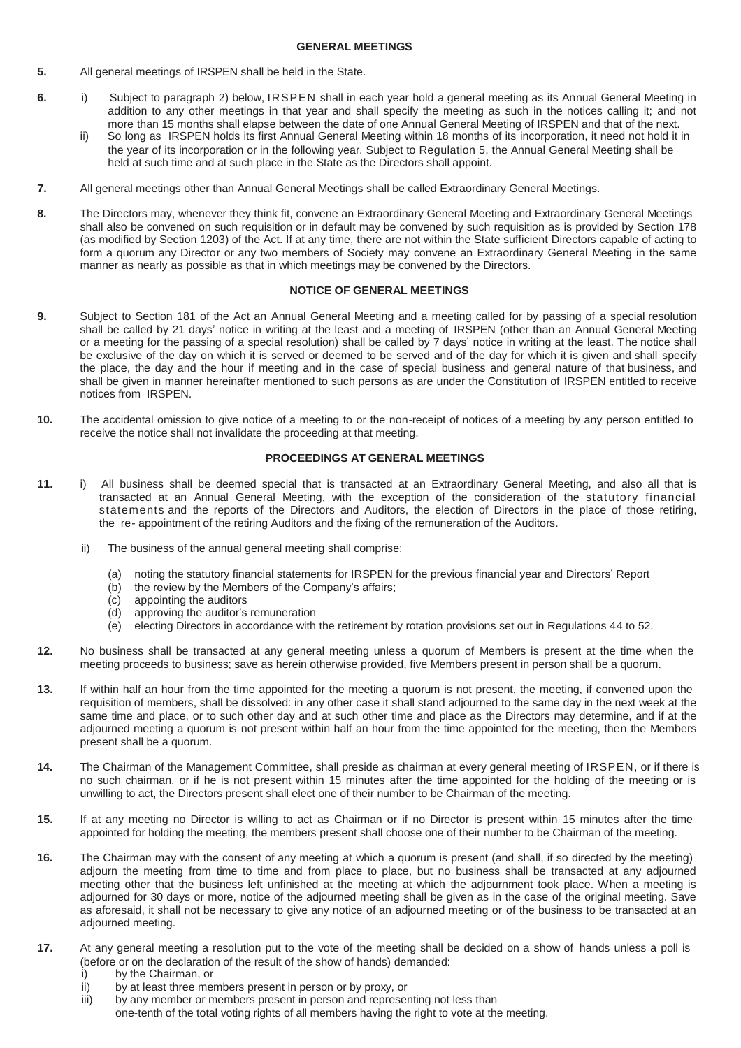## GENERAL MEETINGS

**5.** All general meetings of IRSPEN shall be held in the State.

**6.** i) Subject to paragraph 2) below, IRSPEN shall in each year hold a general meeting as its Annual General Meeting in addition to any other meetings in that year and shall specify the meeting as such in the notices calling it; and not more than 15 months shall elapse between the date of one Annual General Meeting of IRSPEN and that of the next.

ii) So long as IRSPEN holds its first Annual General Meeting within 18 months of its incorporation, it need not hold it in the year of its incorporation or in the following year. Subject to Regulation 5, the Annual General Meeting shall be held at such time and at such place in the State as the Directors shall appoint.

**7.** All general meetings other than Annual General Meetings shall be called Extraordinary General Meetings.

**8.** The Directors may, whenever they think fit, convene an Extraordinary General Meeting and Extraordinary General Meetings shall also be convened on such requisition or in default may be convened by such requisition as is provided by Section 178 (as modified by Section 1203) of the Act. If at any time, there are not within the State sufficient Directors capable of acting to form a quorum any Director or any two members of Society may convene an Extraordinary General Meeting in the same manner as nearly as possible as that in which meetings may be convened by the Directors.

## NOTICE OF GENERAL MEETINGS

**9.** Subject to Section 181 of the Act an Annual General Meeting and a meeting called for by passing of a special resolution shall be called by 21 days' notice in writing at the least and a meeting of IRSPEN (other than an Annual General Meeting or a meeting for the passing of a special resolution) shall be called by 7 days' notice in writing at the least. The notice shall be exclusive of the day on which it is served or deemed to be served and of the day for which it is given and shall specify the place, the day and the hour if meeting and in the case of special business and general nature of that business, and shall be given in manner hereinafter mentioned to such persons as are under the Constitution of IRSPEN entitled to receive notices from IRSPEN.

**10.** The accidental omission to give notice of a meeting to or the non-receipt of notices of a meeting by any person entitled to receive the notice shall not invalidate the proceeding at that meeting.

## PROCEEDINGS AT GENERAL MEETINGS

**11.** i) All business shall be deemed special that is transacted at an Extraordinary General Meeting, and also all that is transacted at an Annual General Meeting, with the exception of the consideration of the statutory financial statements and the reports of the Directors and Auditors, the election of Directors in the place of those retiring, the re- appointment of the retiring Auditors and the fixing of the remuneration of the Auditors.

ii) The business of the annual general meeting shall comprise:

(a) noting the statutory financial statements for IRSPEN for the previous financial year and Directors' Report
(b) the review by the Members of the Company's affairs;
(c) appointing the auditors
(d) approving the auditor's remuneration
(e) electing Directors in accordance with the retirement by rotation provisions set out in Regulations 44 to 52.

**12.** No business shall be transacted at any general meeting unless a quorum of Members is present at the time when the meeting proceeds to business; save as herein otherwise provided, five Members present in person shall be a quorum.

**13.** If within half an hour from the time appointed for the meeting a quorum is not present, the meeting, if convened upon the requisition of members, shall be dissolved: in any other case it shall stand adjourned to the same day in the next week at the same time and place, or to such other day and at such other time and place as the Directors may determine, and if at the adjourned meeting a quorum is not present within half an hour from the time appointed for the meeting, then the Members present shall be a quorum.

**14.** The Chairman of the Management Committee, shall preside as chairman at every general meeting of IRSPEN, or if there is no such chairman, or if he is not present within 15 minutes after the time appointed for the holding of the meeting or is unwilling to act, the Directors present shall elect one of their number to be Chairman of the meeting.

**15.** If at any meeting no Director is willing to act as Chairman or if no Director is present within 15 minutes after the time appointed for holding the meeting, the members present shall choose one of their number to be Chairman of the meeting.

**16.** The Chairman may with the consent of any meeting at which a quorum is present (and shall, if so directed by the meeting) adjourn the meeting from time to time and from place to place, but no business shall be transacted at any adjourned meeting other that the business left unfinished at the meeting at which the adjournment took place. When a meeting is adjourned for 30 days or more, notice of the adjourned meeting shall be given as in the case of the original meeting. Save as aforesaid, it shall not be necessary to give any notice of an adjourned meeting or of the business to be transacted at an adjourned meeting.

**17.** At any general meeting a resolution put to the vote of the meeting shall be decided on a show of hands unless a poll is (before or on the declaration of the result of the show of hands) demanded:

i) by the Chairman, or
ii) by at least three members present in person or by proxy, or
iii) by any member or members present in person and representing not less than one-tenth of the total voting rights of all members having the right to vote at the meeting.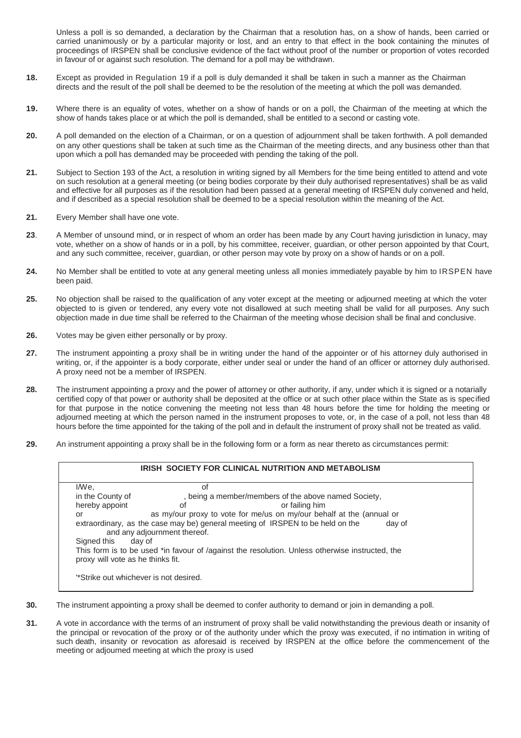Unless a poll is so demanded, a declaration by the Chairman that a resolution has, on a show of hands, been carried or carried unanimously or by a particular majority or lost, and an entry to that effect in the book containing the minutes of proceedings of IRSPEN shall be conclusive evidence of the fact without proof of the number or proportion of votes recorded in favour of or against such resolution. The demand for a poll may be withdrawn.

**18.** Except as provided in Regulation 19 if a poll is duly demanded it shall be taken in such a manner as the Chairman directs and the result of the poll shall be deemed to be the resolution of the meeting at which the poll was demanded.

**19.** Where there is an equality of votes, whether on a show of hands or on a poll, the Chairman of the meeting at which the show of hands takes place or at which the poll is demanded, shall be entitled to a second or casting vote.

**20.** A poll demanded on the election of a Chairman, or on a question of adjournment shall be taken forthwith. A poll demanded on any other questions shall be taken at such time as the Chairman of the meeting directs, and any business other than that upon which a poll has demanded may be proceeded with pending the taking of the poll.

**21.** Subject to Section 193 of the Act, a resolution in writing signed by all Members for the time being entitled to attend and vote on such resolution at a general meeting (or being bodies corporate by their duly authorised representatives) shall be as valid and effective for all purposes as if the resolution had been passed at a general meeting of IRSPEN duly convened and held, and if described as a special resolution shall be deemed to be a special resolution within the meaning of the Act.

**21.** Every Member shall have one vote.

**23**. A Member of unsound mind, or in respect of whom an order has been made by any Court having jurisdiction in lunacy, may vote, whether on a show of hands or in a poll, by his committee, receiver, guardian, or other person appointed by that Court, and any such committee, receiver, guardian, or other person may vote by proxy on a show of hands or on a poll.

**24.** No Member shall be entitled to vote at any general meeting unless all monies immediately payable by him to IRSPEN have been paid.

**25.** No objection shall be raised to the qualification of any voter except at the meeting or adjourned meeting at which the voter objected to is given or tendered, any every vote not disallowed at such meeting shall be valid for all purposes. Any such objection made in due time shall be referred to the Chairman of the meeting whose decision shall be final and conclusive.

**26.** Votes may be given either personally or by proxy.

**27.** The instrument appointing a proxy shall be in writing under the hand of the appointer or of his attorney duly authorised in writing, or, if the appointer is a body corporate, either under seal or under the hand of an officer or attorney duly authorised. A proxy need not be a member of IRSPEN.

**28.** The instrument appointing a proxy and the power of attorney or other authority, if any, under which it is signed or a notarially certified copy of that power or authority shall be deposited at the office or at such other place within the State as is specified for that purpose in the notice convening the meeting not less than 48 hours before the time for holding the meeting or adjourned meeting at which the person named in the instrument proposes to vote, or, in the case of a poll, not less than 48 hours before the time appointed for the taking of the poll and in default the instrument of proxy shall not be treated as valid.

**29.** An instrument appointing a proxy shall be in the following form or a form as near thereto as circumstances permit:

> **IRISH SOCIETY FOR CLINICAL NUTRITION AND METABOLISM**
>
> I/We, of
> in the County of , being a member/members of the above named Society,
> hereby appoint of or failing him
> or as my/our proxy to vote for me/us on my/our behalf at the (annual or extraordinary, as the case may be) general meeting of IRSPEN to be held on the day of and any adjournment thereof.
> Signed this day of
> This form is to be used *in favour of /against the resolution. Unless otherwise instructed, the proxy will vote as he thinks fit.
>
> '*Strike out whichever is not desired.

**30.** The instrument appointing a proxy shall be deemed to confer authority to demand or join in demanding a poll.

**31.** A vote in accordance with the terms of an instrument of proxy shall be valid notwithstanding the previous death or insanity of the principal or revocation of the proxy or of the authority under which the proxy was executed, if no intimation in writing of such death, insanity or revocation as aforesaid is received by IRSPEN at the office before the commencement of the meeting or adjourned meeting at which the proxy is used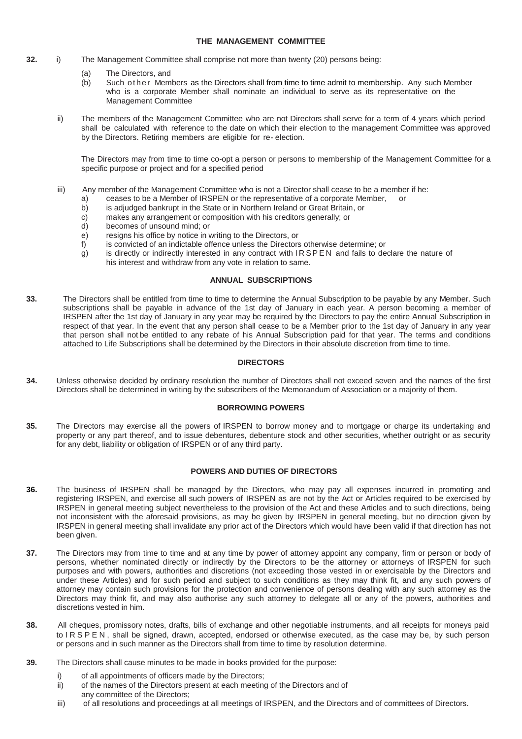## THE MANAGEMENT COMMITTEE

**32.** i) The Management Committee shall comprise not more than twenty (20) persons being:

(a) The Directors, and

(b) Such other Members as the Directors shall from time to time admit to membership. Any such Member who is a corporate Member shall nominate an individual to serve as its representative on the Management Committee

ii) The members of the Management Committee who are not Directors shall serve for a term of 4 years which period shall be calculated with reference to the date on which their election to the management Committee was approved by the Directors. Retiring members are eligible for re- election.

The Directors may from time to time co-opt a person or persons to membership of the Management Committee for a specific purpose or project and for a specified period

iii) Any member of the Management Committee who is not a Director shall cease to be a member if he:

a) ceases to be a Member of IRSPEN or the representative of a corporate Member, or
b) is adjudged bankrupt in the State or in Northern Ireland or Great Britain, or
c) makes any arrangement or composition with his creditors generally; or
d) becomes of unsound mind; or
e) resigns his office by notice in writing to the Directors, or
f) is convicted of an indictable offence unless the Directors otherwise determine; or
g) is directly or indirectly interested in any contract with IRSPEN and fails to declare the nature of his interest and withdraw from any vote in relation to same.

## ANNUAL SUBSCRIPTIONS

**33.** The Directors shall be entitled from time to time to determine the Annual Subscription to be payable by any Member. Such subscriptions shall be payable in advance of the 1st day of January in each year. A person becoming a member of IRSPEN after the 1st day of January in any year may be required by the Directors to pay the entire Annual Subscription in respect of that year. In the event that any person shall cease to be a Member prior to the 1st day of January in any year that person shall not be entitled to any rebate of his Annual Subscription paid for that year. The terms and conditions attached to Life Subscriptions shall be determined by the Directors in their absolute discretion from time to time.

## DIRECTORS

**34.** Unless otherwise decided by ordinary resolution the number of Directors shall not exceed seven and the names of the first Directors shall be determined in writing by the subscribers of the Memorandum of Association or a majority of them.

## BORROWING POWERS

**35.** The Directors may exercise all the powers of IRSPEN to borrow money and to mortgage or charge its undertaking and property or any part thereof, and to issue debentures, debenture stock and other securities, whether outright or as security for any debt, liability or obligation of IRSPEN or of any third party.

## POWERS AND DUTIES OF DIRECTORS

**36.** The business of IRSPEN shall be managed by the Directors, who may pay all expenses incurred in promoting and registering IRSPEN, and exercise all such powers of IRSPEN as are not by the Act or Articles required to be exercised by IRSPEN in general meeting subject nevertheless to the provision of the Act and these Articles and to such directions, being not inconsistent with the aforesaid provisions, as may be given by IRSPEN in general meeting, but no direction given by IRSPEN in general meeting shall invalidate any prior act of the Directors which would have been valid if that direction has not been given.

**37.** The Directors may from time to time and at any time by power of attorney appoint any company, firm or person or body of persons, whether nominated directly or indirectly by the Directors to be the attorney or attorneys of IRSPEN for such purposes and with powers, authorities and discretions (not exceeding those vested in or exercisable by the Directors and under these Articles) and for such period and subject to such conditions as they may think fit, and any such powers of attorney may contain such provisions for the protection and convenience of persons dealing with any such attorney as the Directors may think fit, and may also authorise any such attorney to delegate all or any of the powers, authorities and discretions vested in him.

**38.** All cheques, promissory notes, drafts, bills of exchange and other negotiable instruments, and all receipts for moneys paid to IRSPEN, shall be signed, drawn, accepted, endorsed or otherwise executed, as the case may be, by such person or persons and in such manner as the Directors shall from time to time by resolution determine.

**39.** The Directors shall cause minutes to be made in books provided for the purpose:

i) of all appointments of officers made by the Directors;
ii) of the names of the Directors present at each meeting of the Directors and of any committee of the Directors;
iii) of all resolutions and proceedings at all meetings of IRSPEN, and the Directors and of committees of Directors.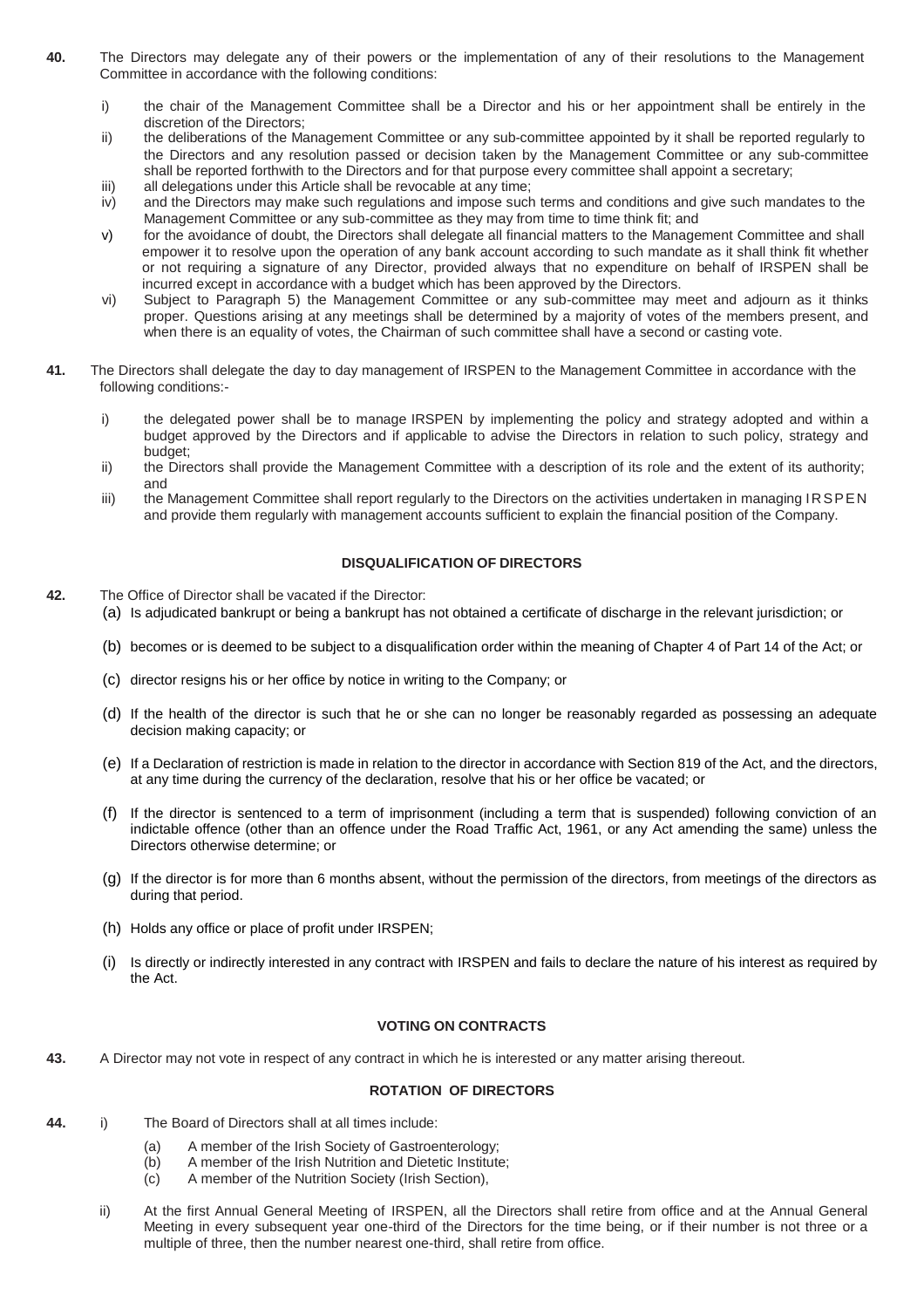**40.** The Directors may delegate any of their powers or the implementation of any of their resolutions to the Management Committee in accordance with the following conditions:

i) the chair of the Management Committee shall be a Director and his or her appointment shall be entirely in the discretion of the Directors;

ii) the deliberations of the Management Committee or any sub-committee appointed by it shall be reported regularly to the Directors and any resolution passed or decision taken by the Management Committee or any sub-committee shall be reported forthwith to the Directors and for that purpose every committee shall appoint a secretary;

iii) all delegations under this Article shall be revocable at any time;

iv) and the Directors may make such regulations and impose such terms and conditions and give such mandates to the Management Committee or any sub-committee as they may from time to time think fit; and

v) for the avoidance of doubt, the Directors shall delegate all financial matters to the Management Committee and shall empower it to resolve upon the operation of any bank account according to such mandate as it shall think fit whether or not requiring a signature of any Director, provided always that no expenditure on behalf of IRSPEN shall be incurred except in accordance with a budget which has been approved by the Directors.

vi) Subject to Paragraph 5) the Management Committee or any sub-committee may meet and adjourn as it thinks proper. Questions arising at any meetings shall be determined by a majority of votes of the members present, and when there is an equality of votes, the Chairman of such committee shall have a second or casting vote.

**41.** The Directors shall delegate the day to day management of IRSPEN to the Management Committee in accordance with the following conditions:-

i) the delegated power shall be to manage IRSPEN by implementing the policy and strategy adopted and within a budget approved by the Directors and if applicable to advise the Directors in relation to such policy, strategy and budget;

ii) the Directors shall provide the Management Committee with a description of its role and the extent of its authority; and

iii) the Management Committee shall report regularly to the Directors on the activities undertaken in managing IRSPEN and provide them regularly with management accounts sufficient to explain the financial position of the Company.

**DISQUALIFICATION OF DIRECTORS**

**42.** The Office of Director shall be vacated if the Director:

(a) Is adjudicated bankrupt or being a bankrupt has not obtained a certificate of discharge in the relevant jurisdiction; or

(b) becomes or is deemed to be subject to a disqualification order within the meaning of Chapter 4 of Part 14 of the Act; or

(c) director resigns his or her office by notice in writing to the Company; or

(d) If the health of the director is such that he or she can no longer be reasonably regarded as possessing an adequate decision making capacity; or

(e) If a Declaration of restriction is made in relation to the director in accordance with Section 819 of the Act, and the directors, at any time during the currency of the declaration, resolve that his or her office be vacated; or

(f) If the director is sentenced to a term of imprisonment (including a term that is suspended) following conviction of an indictable offence (other than an offence under the Road Traffic Act, 1961, or any Act amending the same) unless the Directors otherwise determine; or

(g) If the director is for more than 6 months absent, without the permission of the directors, from meetings of the directors as during that period.

(h) Holds any office or place of profit under IRSPEN;

(i) Is directly or indirectly interested in any contract with IRSPEN and fails to declare the nature of his interest as required by the Act.

**VOTING ON CONTRACTS**

**43.** A Director may not vote in respect of any contract in which he is interested or any matter arising thereout.

**ROTATION OF DIRECTORS**

**44.** i) The Board of Directors shall at all times include:

(a) A member of the Irish Society of Gastroenterology;
(b) A member of the Irish Nutrition and Dietetic Institute;
(c) A member of the Nutrition Society (Irish Section),

ii) At the first Annual General Meeting of IRSPEN, all the Directors shall retire from office and at the Annual General Meeting in every subsequent year one-third of the Directors for the time being, or if their number is not three or a multiple of three, then the number nearest one-third, shall retire from office.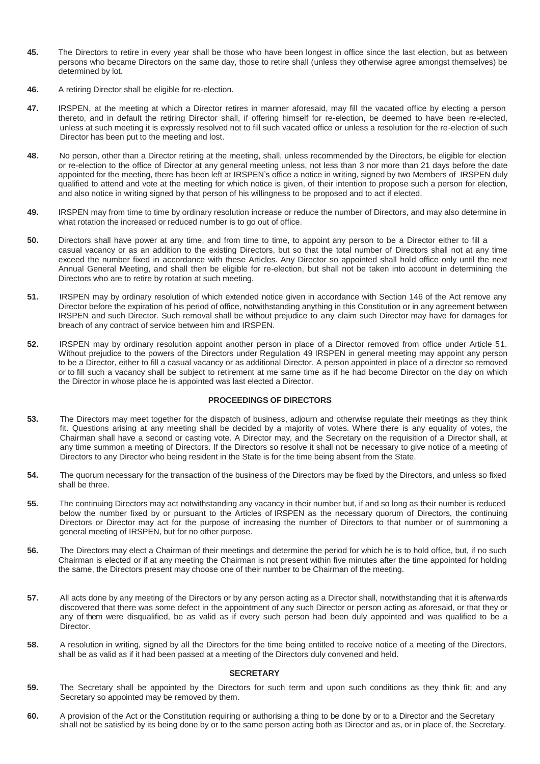**45.** The Directors to retire in every year shall be those who have been longest in office since the last election, but as between persons who became Directors on the same day, those to retire shall (unless they otherwise agree amongst themselves) be determined by lot.

**46.** A retiring Director shall be eligible for re-election.

**47.** IRSPEN, at the meeting at which a Director retires in manner aforesaid, may fill the vacated office by electing a person thereto, and in default the retiring Director shall, if offering himself for re-election, be deemed to have been re-elected, unless at such meeting it is expressly resolved not to fill such vacated office or unless a resolution for the re-election of such Director has been put to the meeting and lost.

**48.** No person, other than a Director retiring at the meeting, shall, unless recommended by the Directors, be eligible for election or re-election to the office of Director at any general meeting unless, not less than 3 nor more than 21 days before the date appointed for the meeting, there has been left at IRSPEN's office a notice in writing, signed by two Members of IRSPEN duly qualified to attend and vote at the meeting for which notice is given, of their intention to propose such a person for election, and also notice in writing signed by that person of his willingness to be proposed and to act if elected.

**49.** IRSPEN may from time to time by ordinary resolution increase or reduce the number of Directors, and may also determine in what rotation the increased or reduced number is to go out of office.

**50.** Directors shall have power at any time, and from time to time, to appoint any person to be a Director either to fill a casual vacancy or as an addition to the existing Directors, but so that the total number of Directors shall not at any time exceed the number fixed in accordance with these Articles. Any Director so appointed shall hold office only until the next Annual General Meeting, and shall then be eligible for re-election, but shall not be taken into account in determining the Directors who are to retire by rotation at such meeting.

**51.** IRSPEN may by ordinary resolution of which extended notice given in accordance with Section 146 of the Act remove any Director before the expiration of his period of office, notwithstanding anything in this Constitution or in any agreement between IRSPEN and such Director. Such removal shall be without prejudice to any claim such Director may have for damages for breach of any contract of service between him and IRSPEN.

**52.** IRSPEN may by ordinary resolution appoint another person in place of a Director removed from office under Article 51. Without prejudice to the powers of the Directors under Regulation 49 IRSPEN in general meeting may appoint any person to be a Director, either to fill a casual vacancy or as additional Director. A person appointed in place of a director so removed or to fill such a vacancy shall be subject to retirement at me same time as if he had become Director on the day on which the Director in whose place he is appointed was last elected a Director.

## PROCEEDINGS OF DIRECTORS

**53.** The Directors may meet together for the dispatch of business, adjourn and otherwise regulate their meetings as they think fit. Questions arising at any meeting shall be decided by a majority of votes. Where there is any equality of votes, the Chairman shall have a second or casting vote. A Director may, and the Secretary on the requisition of a Director shall, at any time summon a meeting of Directors. If the Directors so resolve it shall not be necessary to give notice of a meeting of Directors to any Director who being resident in the State is for the time being absent from the State.

**54.** The quorum necessary for the transaction of the business of the Directors may be fixed by the Directors, and unless so fixed shall be three.

**55.** The continuing Directors may act notwithstanding any vacancy in their number but, if and so long as their number is reduced below the number fixed by or pursuant to the Articles of IRSPEN as the necessary quorum of Directors, the continuing Directors or Director may act for the purpose of increasing the number of Directors to that number or of summoning a general meeting of IRSPEN, but for no other purpose.

**56.** The Directors may elect a Chairman of their meetings and determine the period for which he is to hold office, but, if no such Chairman is elected or if at any meeting the Chairman is not present within five minutes after the time appointed for holding the same, the Directors present may choose one of their number to be Chairman of the meeting.

**57.** All acts done by any meeting of the Directors or by any person acting as a Director shall, notwithstanding that it is afterwards discovered that there was some defect in the appointment of any such Director or person acting as aforesaid, or that they or any of them were disqualified, be as valid as if every such person had been duly appointed and was qualified to be a Director.

**58.** A resolution in writing, signed by all the Directors for the time being entitled to receive notice of a meeting of the Directors, shall be as valid as if it had been passed at a meeting of the Directors duly convened and held.

## SECRETARY

**59.** The Secretary shall be appointed by the Directors for such term and upon such conditions as they think fit; and any Secretary so appointed may be removed by them.

**60.** A provision of the Act or the Constitution requiring or authorising a thing to be done by or to a Director and the Secretary shall not be satisfied by its being done by or to the same person acting both as Director and as, or in place of, the Secretary.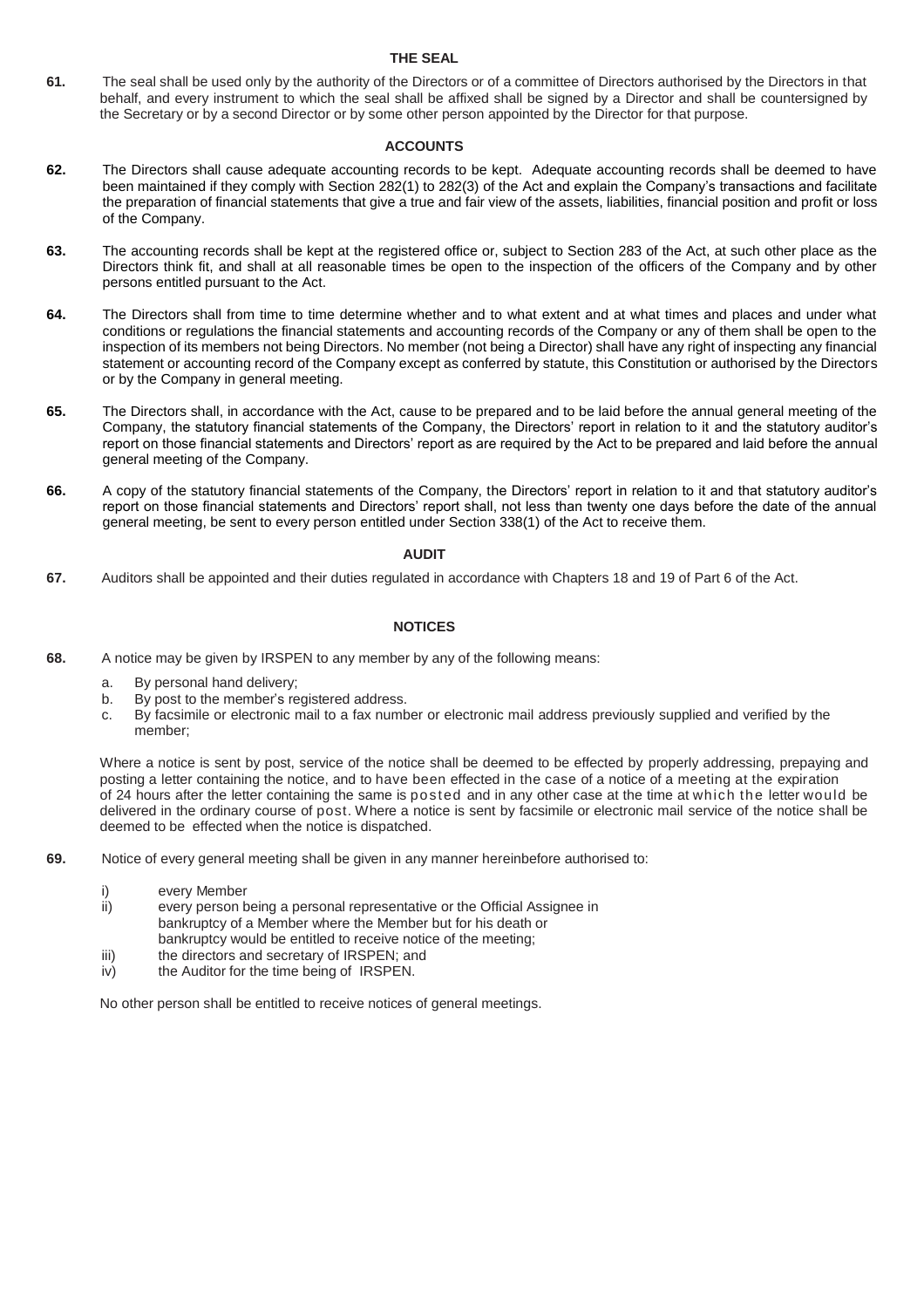## THE SEAL

**61.** The seal shall be used only by the authority of the Directors or of a committee of Directors authorised by the Directors in that behalf, and every instrument to which the seal shall be affixed shall be signed by a Director and shall be countersigned by the Secretary or by a second Director or by some other person appointed by the Director for that purpose.

## ACCOUNTS

**62.** The Directors shall cause adequate accounting records to be kept. Adequate accounting records shall be deemed to have been maintained if they comply with Section 282(1) to 282(3) of the Act and explain the Company's transactions and facilitate the preparation of financial statements that give a true and fair view of the assets, liabilities, financial position and profit or loss of the Company.

**63.** The accounting records shall be kept at the registered office or, subject to Section 283 of the Act, at such other place as the Directors think fit, and shall at all reasonable times be open to the inspection of the officers of the Company and by other persons entitled pursuant to the Act.

**64.** The Directors shall from time to time determine whether and to what extent and at what times and places and under what conditions or regulations the financial statements and accounting records of the Company or any of them shall be open to the inspection of its members not being Directors. No member (not being a Director) shall have any right of inspecting any financial statement or accounting record of the Company except as conferred by statute, this Constitution or authorised by the Directors or by the Company in general meeting.

**65.** The Directors shall, in accordance with the Act, cause to be prepared and to be laid before the annual general meeting of the Company, the statutory financial statements of the Company, the Directors' report in relation to it and the statutory auditor's report on those financial statements and Directors' report as are required by the Act to be prepared and laid before the annual general meeting of the Company.

**66.** A copy of the statutory financial statements of the Company, the Directors' report in relation to it and that statutory auditor's report on those financial statements and Directors' report shall, not less than twenty one days before the date of the annual general meeting, be sent to every person entitled under Section 338(1) of the Act to receive them.

## AUDIT

**67.** Auditors shall be appointed and their duties regulated in accordance with Chapters 18 and 19 of Part 6 of the Act.

## NOTICES

**68.** A notice may be given by IRSPEN to any member by any of the following means:

a. By personal hand delivery;
b. By post to the member's registered address.
c. By facsimile or electronic mail to a fax number or electronic mail address previously supplied and verified by the member;

Where a notice is sent by post, service of the notice shall be deemed to be effected by properly addressing, prepaying and posting a letter containing the notice, and to have been effected in the case of a notice of a meeting at the expiration of 24 hours after the letter containing the same is posted and in any other case at the time at which the letter would be delivered in the ordinary course of post. Where a notice is sent by facsimile or electronic mail service of the notice shall be deemed to be effected when the notice is dispatched.

**69.** Notice of every general meeting shall be given in any manner hereinbefore authorised to:

i) every Member
ii) every person being a personal representative or the Official Assignee in bankruptcy of a Member where the Member but for his death or bankruptcy would be entitled to receive notice of the meeting;
iii) the directors and secretary of IRSPEN; and
iv) the Auditor for the time being of IRSPEN.

No other person shall be entitled to receive notices of general meetings.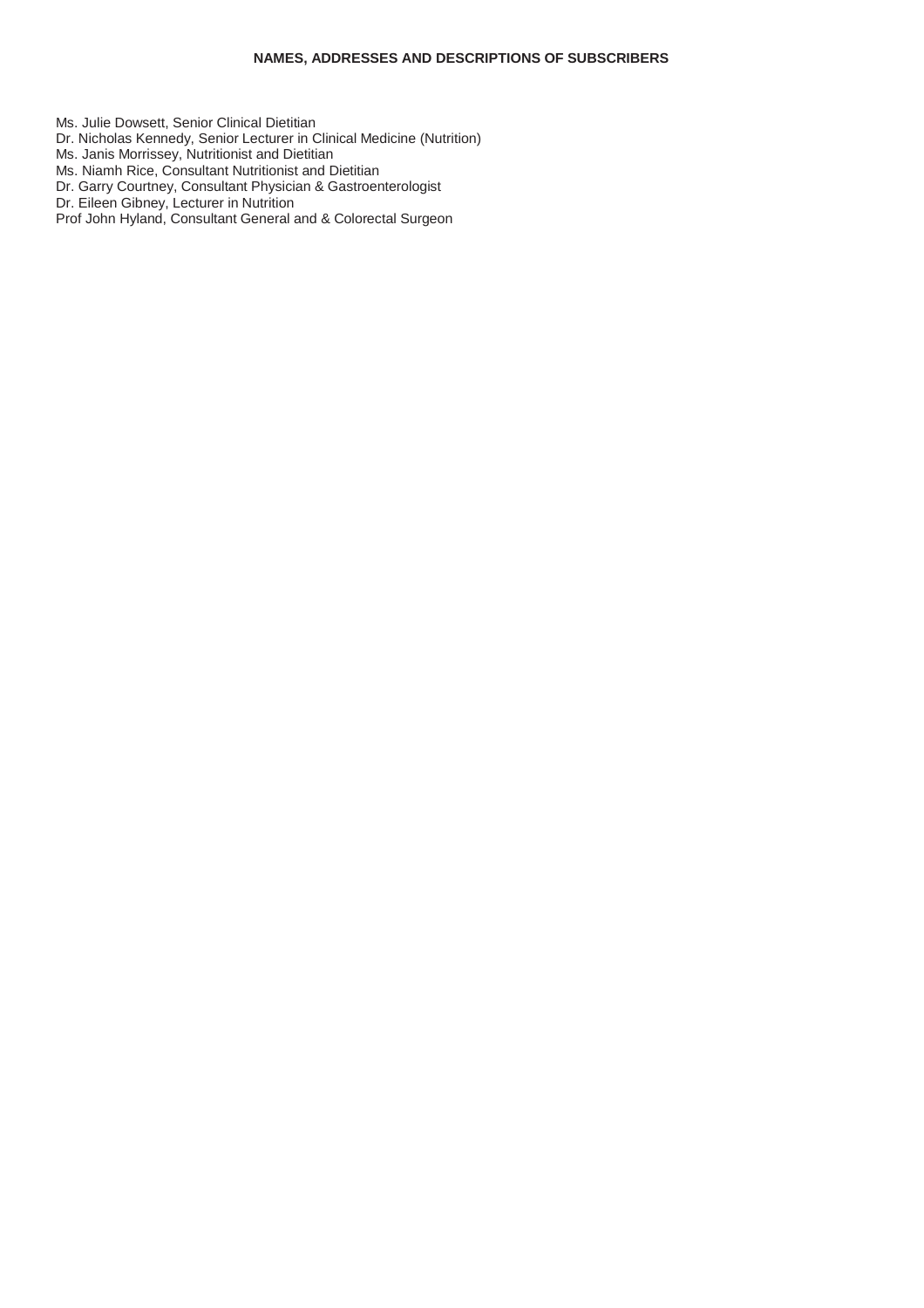**NAMES, ADDRESSES AND DESCRIPTIONS OF SUBSCRIBERS**

Ms. Julie Dowsett, Senior Clinical Dietitian
Dr. Nicholas Kennedy, Senior Lecturer in Clinical Medicine (Nutrition)
Ms. Janis Morrissey, Nutritionist and Dietitian
Ms. Niamh Rice, Consultant Nutritionist and Dietitian
Dr. Garry Courtney, Consultant Physician & Gastroenterologist
Dr. Eileen Gibney, Lecturer in Nutrition
Prof John Hyland, Consultant General and & Colorectal Surgeon